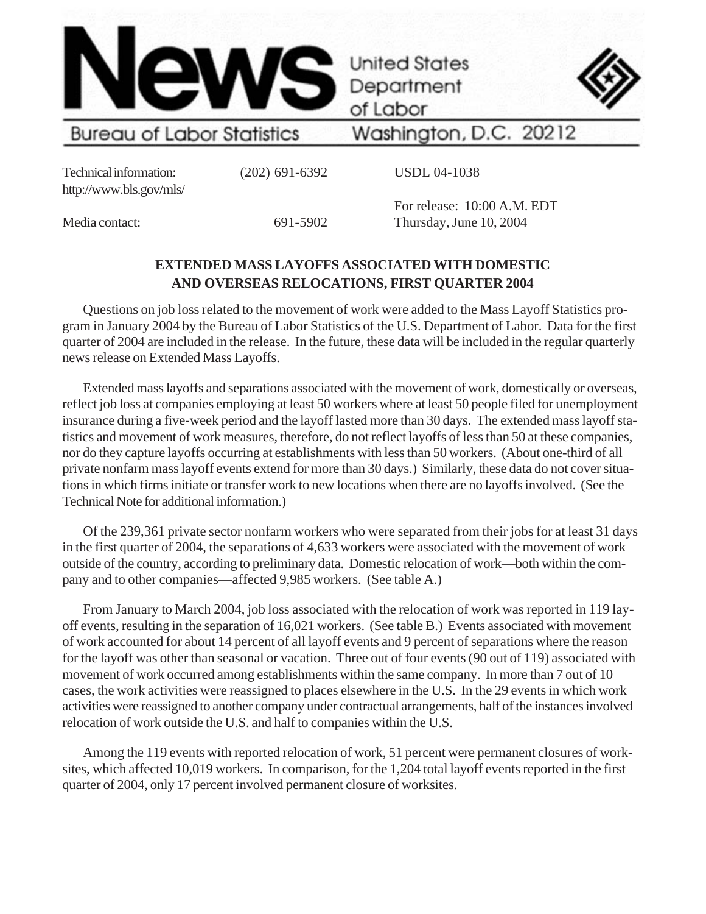# News

United States Department of Labor

Bureau of Labor Statistics — Washington, D.C. 20212

| | | |
|---|---|---|
| Technical information: http://www.bls.gov/mls/ | (202) 691-6392 | USDL 04-1038 |
| Media contact: | 691-5902 | For release: 10:00 A.M. EDT Thursday, June 10, 2004 |

## EXTENDED MASS LAYOFFS ASSOCIATED WITH DOMESTIC AND OVERSEAS RELOCATIONS, FIRST QUARTER 2004

Questions on job loss related to the movement of work were added to the Mass Layoff Statistics program in January 2004 by the Bureau of Labor Statistics of the U.S. Department of Labor. Data for the first quarter of 2004 are included in the release. In the future, these data will be included in the regular quarterly news release on Extended Mass Layoffs.

Extended mass layoffs and separations associated with the movement of work, domestically or overseas, reflect job loss at companies employing at least 50 workers where at least 50 people filed for unemployment insurance during a five-week period and the layoff lasted more than 30 days. The extended mass layoff statistics and movement of work measures, therefore, do not reflect layoffs of less than 50 at these companies, nor do they capture layoffs occurring at establishments with less than 50 workers. (About one-third of all private nonfarm mass layoff events extend for more than 30 days.) Similarly, these data do not cover situations in which firms initiate or transfer work to new locations when there are no layoffs involved. (See the Technical Note for additional information.)

Of the 239,361 private sector nonfarm workers who were separated from their jobs for at least 31 days in the first quarter of 2004, the separations of 4,633 workers were associated with the movement of work outside of the country, according to preliminary data. Domestic relocation of work—both within the company and to other companies—affected 9,985 workers. (See table A.)

From January to March 2004, job loss associated with the relocation of work was reported in 119 layoff events, resulting in the separation of 16,021 workers. (See table B.) Events associated with movement of work accounted for about 14 percent of all layoff events and 9 percent of separations where the reason for the layoff was other than seasonal or vacation. Three out of four events (90 out of 119) associated with movement of work occurred among establishments within the same company. In more than 7 out of 10 cases, the work activities were reassigned to places elsewhere in the U.S. In the 29 events in which work activities were reassigned to another company under contractual arrangements, half of the instances involved relocation of work outside the U.S. and half to companies within the U.S.

Among the 119 events with reported relocation of work, 51 percent were permanent closures of worksites, which affected 10,019 workers. In comparison, for the 1,204 total layoff events reported in the first quarter of 2004, only 17 percent involved permanent closure of worksites.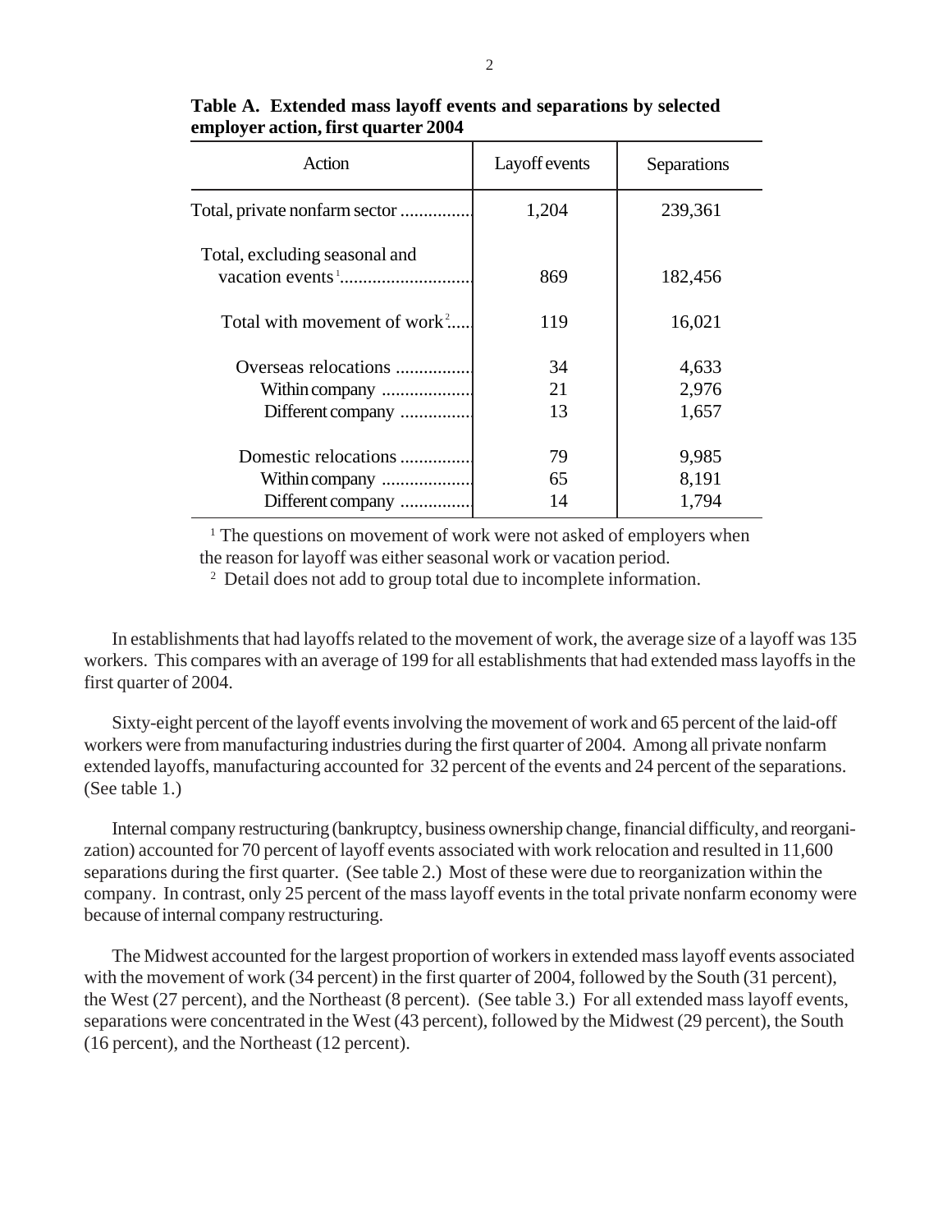**Table A. Extended mass layoff events and separations by selected employer action, first quarter 2004**

| Action | Layoff events | Separations |
|---|---|---|
| Total, private nonfarm sector | 1,204 | 239,361 |
| Total, excluding seasonal and vacation events [1] | 869 | 182,456 |
| Total with movement of work [2] | 119 | 16,021 |
| Overseas relocations | 34 | 4,633 |
| Within company | 21 | 2,976 |
| Different company | 13 | 1,657 |
| Domestic relocations | 79 | 9,985 |
| Within company | 65 | 8,191 |
| Different company | 14 | 1,794 |

[1] The questions on movement of work were not asked of employers when the reason for layoff was either seasonal work or vacation period.

[2] Detail does not add to group total due to incomplete information.

In establishments that had layoffs related to the movement of work, the average size of a layoff was 135 workers. This compares with an average of 199 for all establishments that had extended mass layoffs in the first quarter of 2004.

Sixty-eight percent of the layoff events involving the movement of work and 65 percent of the laid-off workers were from manufacturing industries during the first quarter of 2004. Among all private nonfarm extended layoffs, manufacturing accounted for 32 percent of the events and 24 percent of the separations. (See table 1.)

Internal company restructuring (bankruptcy, business ownership change, financial difficulty, and reorganization) accounted for 70 percent of layoff events associated with work relocation and resulted in 11,600 separations during the first quarter. (See table 2.) Most of these were due to reorganization within the company. In contrast, only 25 percent of the mass layoff events in the total private nonfarm economy were because of internal company restructuring.

The Midwest accounted for the largest proportion of workers in extended mass layoff events associated with the movement of work (34 percent) in the first quarter of 2004, followed by the South (31 percent), the West (27 percent), and the Northeast (8 percent). (See table 3.) For all extended mass layoff events, separations were concentrated in the West (43 percent), followed by the Midwest (29 percent), the South (16 percent), and the Northeast (12 percent).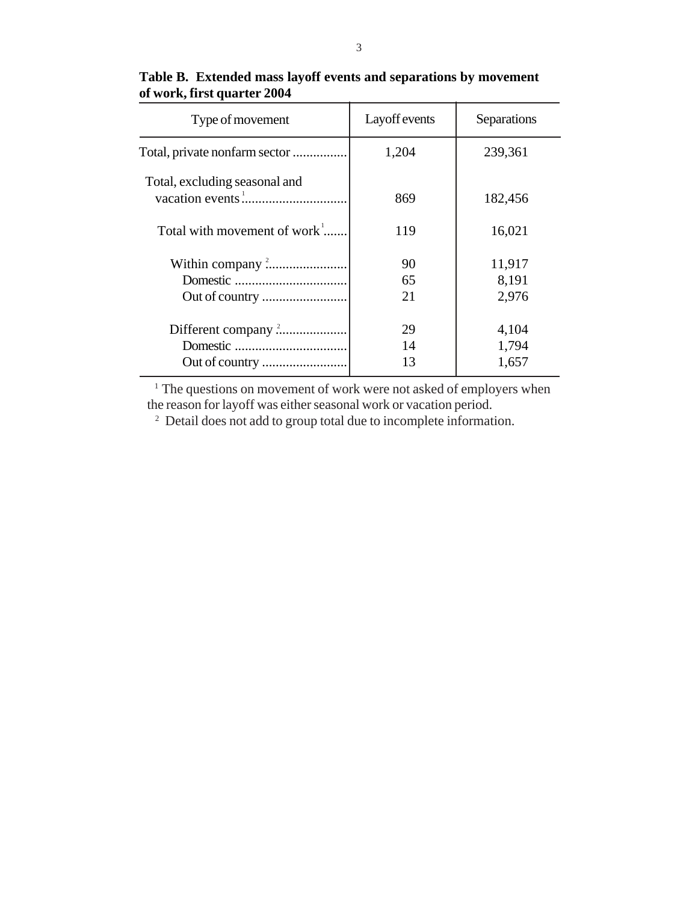**Table B. Extended mass layoff events and separations by movement of work, first quarter 2004**

| Type of movement | Layoff events | Separations |
|---|---|---|
| Total, private nonfarm sector | 1,204 | 239,361 |
| Total, excluding seasonal and vacation events [1] | 869 | 182,456 |
| Total with movement of work [1] | 119 | 16,021 |
| Within company [2] | 90 | 11,917 |
| Domestic | 65 | 8,191 |
| Out of country | 21 | 2,976 |
| Different company [2] | 29 | 4,104 |
| Domestic | 14 | 1,794 |
| Out of country | 13 | 1,657 |

[1] The questions on movement of work were not asked of employers when the reason for layoff was either seasonal work or vacation period.

[2] Detail does not add to group total due to incomplete information.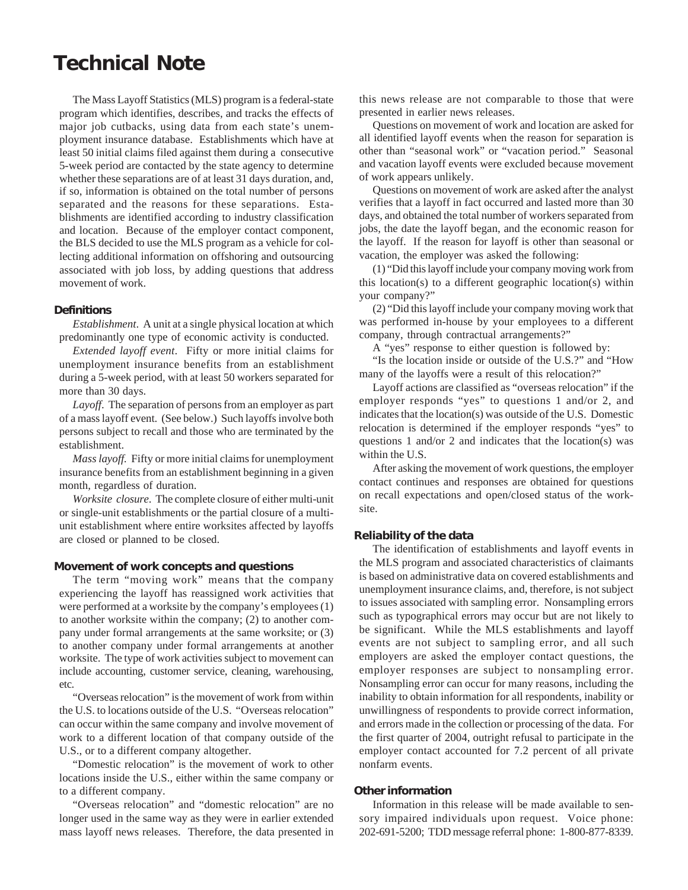# Technical Note

The Mass Layoff Statistics (MLS) program is a federal-state program which identifies, describes, and tracks the effects of major job cutbacks, using data from each state's unemployment insurance database. Establishments which have at least 50 initial claims filed against them during a consecutive 5-week period are contacted by the state agency to determine whether these separations are of at least 31 days duration, and, if so, information is obtained on the total number of persons separated and the reasons for these separations. Establishments are identified according to industry classification and location. Because of the employer contact component, the BLS decided to use the MLS program as a vehicle for collecting additional information on offshoring and outsourcing associated with job loss, by adding questions that address movement of work.

### Definitions

*Establishment*. A unit at a single physical location at which predominantly one type of economic activity is conducted.

*Extended layoff event*. Fifty or more initial claims for unemployment insurance benefits from an establishment during a 5-week period, with at least 50 workers separated for more than 30 days.

*Layoff*. The separation of persons from an employer as part of a mass layoff event. (See below.) Such layoffs involve both persons subject to recall and those who are terminated by the establishment.

*Mass layoff*. Fifty or more initial claims for unemployment insurance benefits from an establishment beginning in a given month, regardless of duration.

*Worksite closure*. The complete closure of either multi-unit or single-unit establishments or the partial closure of a multi-unit establishment where entire worksites affected by layoffs are closed or planned to be closed.

### Movement of work concepts and questions

The term "moving work" means that the company experiencing the layoff has reassigned work activities that were performed at a worksite by the company's employees (1) to another worksite within the company; (2) to another company under formal arrangements at the same worksite; or (3) to another company under formal arrangements at another worksite. The type of work activities subject to movement can include accounting, customer service, cleaning, warehousing, etc.

"Overseas relocation" is the movement of work from within the U.S. to locations outside of the U.S. "Overseas relocation" can occur within the same company and involve movement of work to a different location of that company outside of the U.S., or to a different company altogether.

"Domestic relocation" is the movement of work to other locations inside the U.S., either within the same company or to a different company.

"Overseas relocation" and "domestic relocation" are no longer used in the same way as they were in earlier extended mass layoff news releases. Therefore, the data presented in this news release are not comparable to those that were presented in earlier news releases.

Questions on movement of work and location are asked for all identified layoff events when the reason for separation is other than "seasonal work" or "vacation period." Seasonal and vacation layoff events were excluded because movement of work appears unlikely.

Questions on movement of work are asked after the analyst verifies that a layoff in fact occurred and lasted more than 30 days, and obtained the total number of workers separated from jobs, the date the layoff began, and the economic reason for the layoff. If the reason for layoff is other than seasonal or vacation, the employer was asked the following:

(1) "Did this layoff include your company moving work from this location(s) to a different geographic location(s) within your company?"

(2) "Did this layoff include your company moving work that was performed in-house by your employees to a different company, through contractual arrangements?"

A "yes" response to either question is followed by:

"Is the location inside or outside of the U.S.?" and "How many of the layoffs were a result of this relocation?"

Layoff actions are classified as "overseas relocation" if the employer responds "yes" to questions 1 and/or 2, and indicates that the location(s) was outside of the U.S. Domestic relocation is determined if the employer responds "yes" to questions 1 and/or 2 and indicates that the location(s) was within the U.S.

After asking the movement of work questions, the employer contact continues and responses are obtained for questions on recall expectations and open/closed status of the worksite.

### Reliability of the data

The identification of establishments and layoff events in the MLS program and associated characteristics of claimants is based on administrative data on covered establishments and unemployment insurance claims, and, therefore, is not subject to issues associated with sampling error. Nonsampling errors such as typographical errors may occur but are not likely to be significant. While the MLS establishments and layoff events are not subject to sampling error, and all such employers are asked the employer contact questions, the employer responses are subject to nonsampling error. Nonsampling error can occur for many reasons, including the inability to obtain information for all respondents, inability or unwillingness of respondents to provide correct information, and errors made in the collection or processing of the data. For the first quarter of 2004, outright refusal to participate in the employer contact accounted for 7.2 percent of all private nonfarm events.

### Other information

Information in this release will be made available to sensory impaired individuals upon request. Voice phone: 202-691-5200; TDD message referral phone: 1-800-877-8339.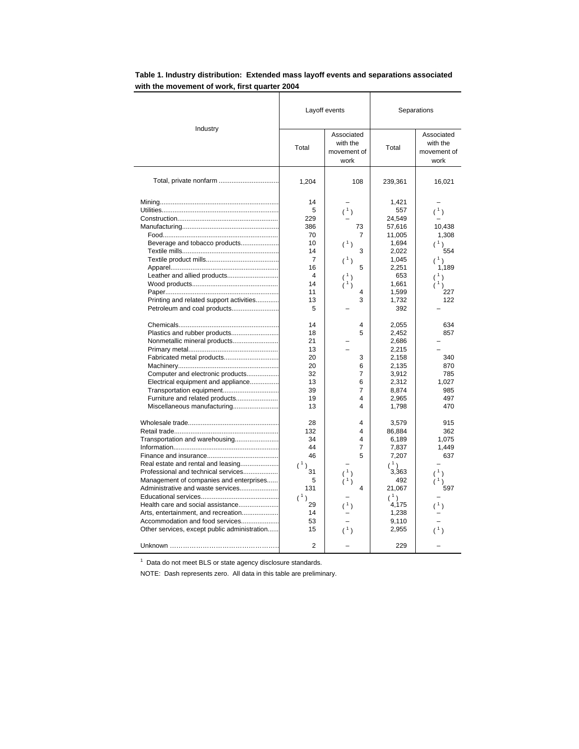**Table 1. Industry distribution: Extended mass layoff events and separations associated with the movement of work, first quarter 2004**

| Industry | Layoff events | | Separations | |
|---|---|---|---|---|
| | Total | Associated with the movement of work | Total | Associated with the movement of work |
| Total, private nonfarm | 1,204 | 108 | 239,361 | 16,021 |
| Mining | 14 | – | 1,421 | – |
| Utilities | 5 | ( 1 ) | 557 | ( 1 ) |
| Construction | 229 | – | 24,549 | – |
| Manufacturing | 386 | 73 | 57,616 | 10,438 |
| Food | 70 | 7 | 11,005 | 1,308 |
| Beverage and tobacco products | 10 | ( 1 ) | 1,694 | ( 1 ) |
| Textile mills | 14 | 3 | 2,022 | 554 |
| Textile product mills | 7 | ( 1 ) | 1,045 | ( 1 ) |
| Apparel | 16 | 5 | 2,251 | 1,189 |
| Leather and allied products | 4 | ( 1 ) | 653 | ( 1 ) |
| Wood products | 14 | ( 1 ) | 1,661 | ( 1 ) |
| Paper | 11 | 4 | 1,599 | 227 |
| Printing and related support activities | 13 | 3 | 1,732 | 122 |
| Petroleum and coal products | 5 | – | 392 | – |
| Chemicals | 14 | 4 | 2,055 | 634 |
| Plastics and rubber products | 18 | 5 | 2,452 | 857 |
| Nonmetallic mineral products | 21 | – | 2,686 | – |
| Primary metal | 13 | – | 2,215 | – |
| Fabricated metal products | 20 | 3 | 2,158 | 340 |
| Machinery | 20 | 6 | 2,135 | 870 |
| Computer and electronic products | 32 | 7 | 3,912 | 785 |
| Electrical equipment and appliance | 13 | 6 | 2,312 | 1,027 |
| Transportation equipment | 39 | 7 | 8,874 | 985 |
| Furniture and related products | 19 | 4 | 2,965 | 497 |
| Miscellaneous manufacturing | 13 | 4 | 1,798 | 470 |
| Wholesale trade | 28 | 4 | 3,579 | 915 |
| Retail trade | 132 | 4 | 86,884 | 362 |
| Transportation and warehousing | 34 | 4 | 6,189 | 1,075 |
| Information | 44 | 7 | 7,837 | 1,449 |
| Finance and insurance | 46 | 5 | 7,207 | 637 |
| Real estate and rental and leasing | ( 1 ) | – | ( 1 ) | – |
| Professional and technical services | 31 | ( 1 ) | 3,363 | ( 1 ) |
| Management of companies and enterprises | 5 | ( 1 ) | 492 | ( 1 ) |
| Administrative and waste services | 131 | 4 | 21,067 | 597 |
| Educational services | ( 1 ) | – | ( 1 ) | – |
| Health care and social assistance | 29 | ( 1 ) | 4,175 | ( 1 ) |
| Arts, entertainment, and recreation | 14 | – | 1,238 | – |
| Accommodation and food services | 53 | – | 9,110 | – |
| Other services, except public administration | 15 | ( 1 ) | 2,955 | ( 1 ) |
| Unknown | 2 | – | 229 | – |

[1] Data do not meet BLS or state agency disclosure standards.

NOTE: Dash represents zero. All data in this table are preliminary.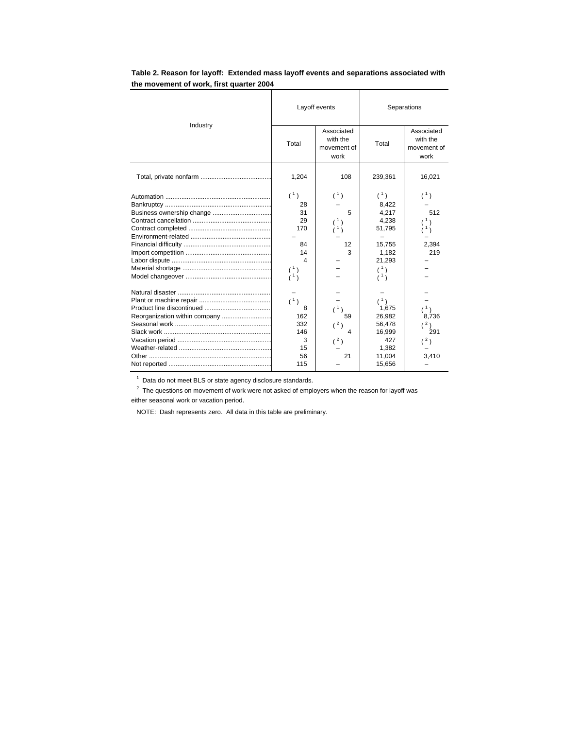**Table 2. Reason for layoff: Extended mass layoff events and separations associated with the movement of work, first quarter 2004**

| Industry | Layoff events | | Separations | |
|---|---|---|---|---|
| | Total | Associated with the movement of work | Total | Associated with the movement of work |
| Total, private nonfarm | 1,204 | 108 | 239,361 | 16,021 |
| Automation | ( 1 ) | ( 1 ) | ( 1 ) | ( 1 ) |
| Bankruptcy | 28 | – | 8,422 | – |
| Business ownership change | 31 | 5 | 4,217 | 512 |
| Contract cancellation | 29 | ( 1 ) | 4,238 | ( 1 ) |
| Contract completed | 170 | ( 1 ) | 51,795 | ( 1 ) |
| Environment-related | – | – | – | – |
| Financial difficulty | 84 | 12 | 15,755 | 2,394 |
| Import competition | 14 | 3 | 1,182 | 219 |
| Labor dispute | 4 | – | 21,293 | – |
| Material shortage | ( 1 ) | – | ( 1 ) | – |
| Model changeover | ( 1 ) | – | ( 1 ) | – |
| Natural disaster | – | – | – | – |
| Plant or machine repair | ( 1 ) | – | ( 1 ) | – |
| Product line discontinued | 8 | ( 1 ) | 1,675 | ( 1 ) |
| Reorganization within company | 162 | 59 | 26,982 | 8,736 |
| Seasonal work | 332 | ( 2 ) | 56,478 | ( 2 ) |
| Slack work | 146 | 4 | 16,999 | 291 |
| Vacation period | 3 | ( 2 ) | 427 | ( 2 ) |
| Weather-related | 15 | – | 1,382 | – |
| Other | 56 | 21 | 11,004 | 3,410 |
| Not reported | 115 | – | 15,656 | – |

[1] Data do not meet BLS or state agency disclosure standards.

[2] The questions on movement of work were not asked of employers when the reason for layoff was either seasonal work or vacation period.

NOTE: Dash represents zero. All data in this table are preliminary.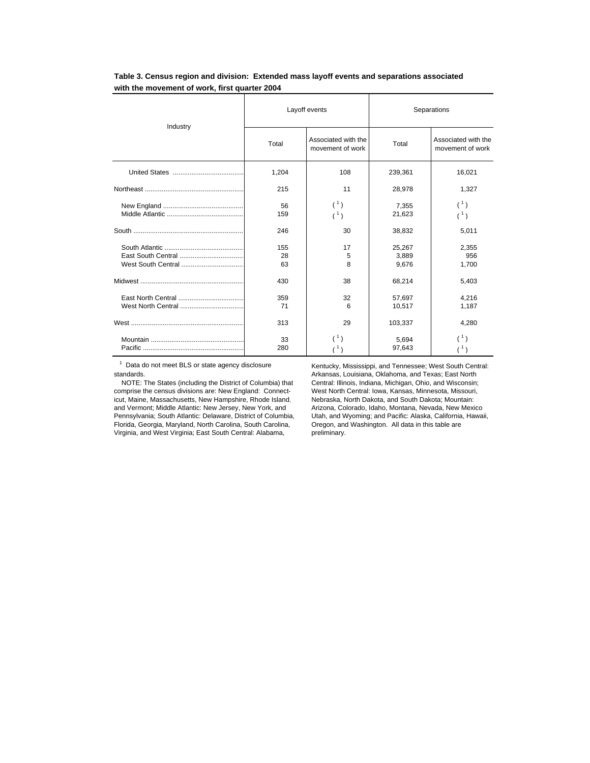**Table 3. Census region and division: Extended mass layoff events and separations associated with the movement of work, first quarter 2004**

| Industry | Layoff events | | Separations | |
|---|---|---|---|---|
| | Total | Associated with the movement of work | Total | Associated with the movement of work |
| United States | 1,204 | 108 | 239,361 | 16,021 |
| Northeast | 215 | 11 | 28,978 | 1,327 |
| New England | 56 | ( [1] ) | 7,355 | ( [1] ) |
| Middle Atlantic | 159 | ( [1] ) | 21,623 | ( [1] ) |
| South | 246 | 30 | 38,832 | 5,011 |
| South Atlantic | 155 | 17 | 25,267 | 2,355 |
| East South Central | 28 | 5 | 3,889 | 956 |
| West South Central | 63 | 8 | 9,676 | 1,700 |
| Midwest | 430 | 38 | 68,214 | 5,403 |
| East North Central | 359 | 32 | 57,697 | 4,216 |
| West North Central | 71 | 6 | 10,517 | 1,187 |
| West | 313 | 29 | 103,337 | 4,280 |
| Mountain | 33 | ( [1] ) | 5,694 | ( [1] ) |
| Pacific | 280 | ( [1] ) | 97,643 | ( [1] ) |

[1] Data do not meet BLS or state agency disclosure standards.

NOTE: The States (including the District of Columbia) that comprise the census divisions are: New England: Connecticut, Maine, Massachusetts, New Hampshire, Rhode Island, and Vermont; Middle Atlantic: New Jersey, New York, and Pennsylvania; South Atlantic: Delaware, District of Columbia, Florida, Georgia, Maryland, North Carolina, South Carolina, Virginia, and West Virginia; East South Central: Alabama, Kentucky, Mississippi, and Tennessee; West South Central: Arkansas, Louisiana, Oklahoma, and Texas; East North Central: Illinois, Indiana, Michigan, Ohio, and Wisconsin; West North Central: Iowa, Kansas, Minnesota, Missouri, Nebraska, North Dakota, and South Dakota; Mountain: Arizona, Colorado, Idaho, Montana, Nevada, New Mexico Utah, and Wyoming; and Pacific: Alaska, California, Hawaii, Oregon, and Washington. All data in this table are preliminary.